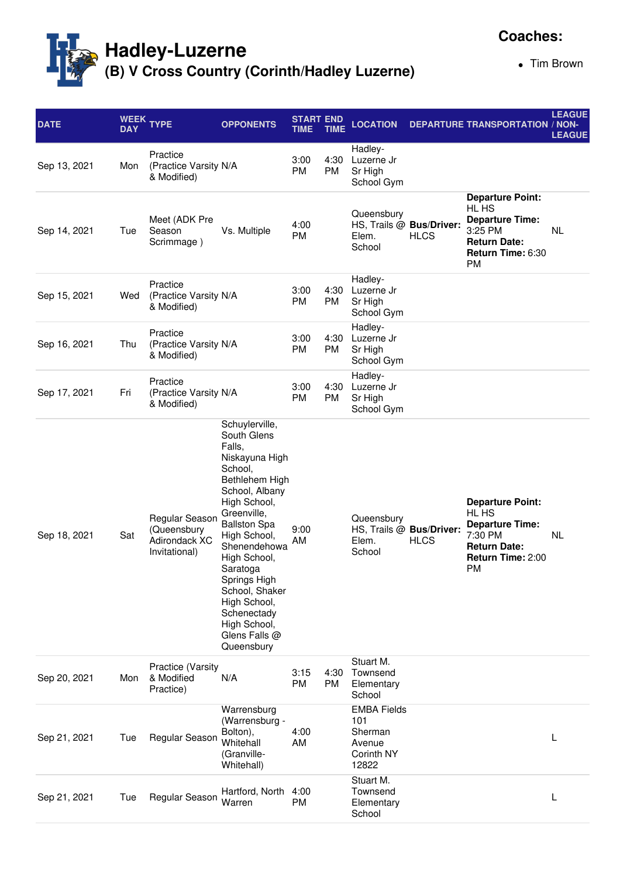# Hadley-Luzerne

## (B) V Cross Country (Corinth/Hadley Luzerne)

**Coaches:**

- Tim Brown

| DATE | WEEK DAY | TYPE | OPPONENTS | START TIME | END TIME | LOCATION | DEPARTURE TRANSPORTATION | | LEAGUE / NON-LEAGUE |
|---|---|---|---|---|---|---|---|---|---|
| Sep 13, 2021 | Mon | Practice (Practice Varsity & Modified) | N/A | 3:00 PM | 4:30 PM | Hadley-Luzerne Jr Sr High School Gym | | | |
| Sep 14, 2021 | Tue | Meet (ADK Pre Season Scrimmage ) | Vs. Multiple | 4:00 PM | | Queensbury HS, Trails @ Elem. School | **Bus/Driver:** HLCS | **Departure Point:** HL HS **Departure Time:** 3:25 PM **Return Date:** **Return Time:** 6:30 PM | NL |
| Sep 15, 2021 | Wed | Practice (Practice Varsity & Modified) | N/A | 3:00 PM | 4:30 PM | Hadley-Luzerne Jr Sr High School Gym | | | |
| Sep 16, 2021 | Thu | Practice (Practice Varsity & Modified) | N/A | 3:00 PM | 4:30 PM | Hadley-Luzerne Jr Sr High School Gym | | | |
| Sep 17, 2021 | Fri | Practice (Practice Varsity & Modified) | N/A | 3:00 PM | 4:30 PM | Hadley-Luzerne Jr Sr High School Gym | | | |
| Sep 18, 2021 | Sat | Regular Season (Queensbury Adirondack XC Invitational) | Schuylerville, South Glens Falls, Niskayuna High School, Bethlehem High School, Albany High School, Greenville, Ballston Spa High School, Shenendehowa High School, Saratoga Springs High School, Shaker High School, Schenectady High School, Glens Falls @ Queensbury | 9:00 AM | | Queensbury HS, Trails @ Elem. School | **Bus/Driver:** HLCS | **Departure Point:** HL HS **Departure Time:** 7:30 PM **Return Date:** **Return Time:** 2:00 PM | NL |
| Sep 20, 2021 | Mon | Practice (Varsity & Modified Practice) | N/A | 3:15 PM | 4:30 PM | Stuart M. Townsend Elementary School | | | |
| Sep 21, 2021 | Tue | Regular Season | Warrensburg (Warrensburg - Bolton), Whitehall (Granville-Whitehall) | 4:00 AM | | EMBA Fields 101 Sherman Avenue Corinth NY 12822 | | | L |
| Sep 21, 2021 | Tue | Regular Season | Hartford, North Warren | 4:00 PM | | Stuart M. Townsend Elementary School | | | L |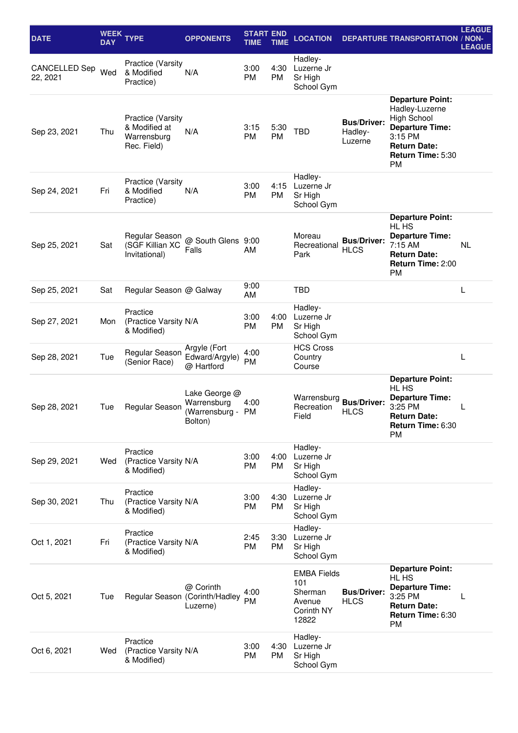| DATE | WEEK DAY | TYPE | OPPONENTS | START TIME | END TIME | LOCATION | DEPARTURE | TRANSPORTATION | LEAGUE / NON-LEAGUE |
|---|---|---|---|---|---|---|---|---|---|
| CANCELLED Sep 22, 2021 | Wed | Practice (Varsity & Modified Practice) | N/A | 3:00 PM | 4:30 PM | Hadley-Luzerne Jr Sr High School Gym | | | |
| Sep 23, 2021 | Thu | Practice (Varsity & Modified at Warrensburg Rec. Field) | N/A | 3:15 PM | 5:30 PM | TBD | **Bus/Driver:** Hadley-Luzerne | **Departure Point:** Hadley-Luzerne High School **Departure Time:** 3:15 PM **Return Date:** **Return Time:** 5:30 PM | |
| Sep 24, 2021 | Fri | Practice (Varsity & Modified Practice) | N/A | 3:00 PM | 4:15 PM | Hadley-Luzerne Jr Sr High School Gym | | | |
| Sep 25, 2021 | Sat | Regular Season (SGF Killian XC Invitational) | @ South Glens Falls | 9:00 AM | | Moreau Recreational Park | **Bus/Driver:** HLCS | **Departure Point:** HL HS **Departure Time:** 7:15 AM **Return Date:** **Return Time:** 2:00 PM | NL |
| Sep 25, 2021 | Sat | Regular Season | @ Galway | 9:00 AM | | TBD | | | L |
| Sep 27, 2021 | Mon | Practice (Practice Varsity & Modified) | N/A | 3:00 PM | 4:00 PM | Hadley-Luzerne Jr Sr High School Gym | | | |
| Sep 28, 2021 | Tue | Regular Season (Senior Race) | Argyle (Fort Edward/Argyle) @ Hartford | 4:00 PM | | HCS Cross Country Course | | | L |
| Sep 28, 2021 | Tue | Regular Season | Lake George @ Warrensburg (Warrensburg - Bolton) | 4:00 PM | | Warrensburg Recreation Field | **Bus/Driver:** HLCS | **Departure Point:** HL HS **Departure Time:** 3:25 PM **Return Date:** **Return Time:** 6:30 PM | L |
| Sep 29, 2021 | Wed | Practice (Practice Varsity & Modified) | N/A | 3:00 PM | 4:00 PM | Hadley-Luzerne Jr Sr High School Gym | | | |
| Sep 30, 2021 | Thu | Practice (Practice Varsity & Modified) | N/A | 3:00 PM | 4:30 PM | Hadley-Luzerne Jr Sr High School Gym | | | |
| Oct 1, 2021 | Fri | Practice (Practice Varsity & Modified) | N/A | 2:45 PM | 3:30 PM | Hadley-Luzerne Jr Sr High School Gym | | | |
| Oct 5, 2021 | Tue | Regular Season | @ Corinth (Corinth/Hadley Luzerne) | 4:00 PM | | EMBA Fields 101 Sherman Avenue Corinth NY 12822 | **Bus/Driver:** HLCS | **Departure Point:** HL HS **Departure Time:** 3:25 PM **Return Date:** **Return Time:** 6:30 PM | L |
| Oct 6, 2021 | Wed | Practice (Practice Varsity & Modified) | N/A | 3:00 PM | 4:30 PM | Hadley-Luzerne Jr Sr High School Gym | | | |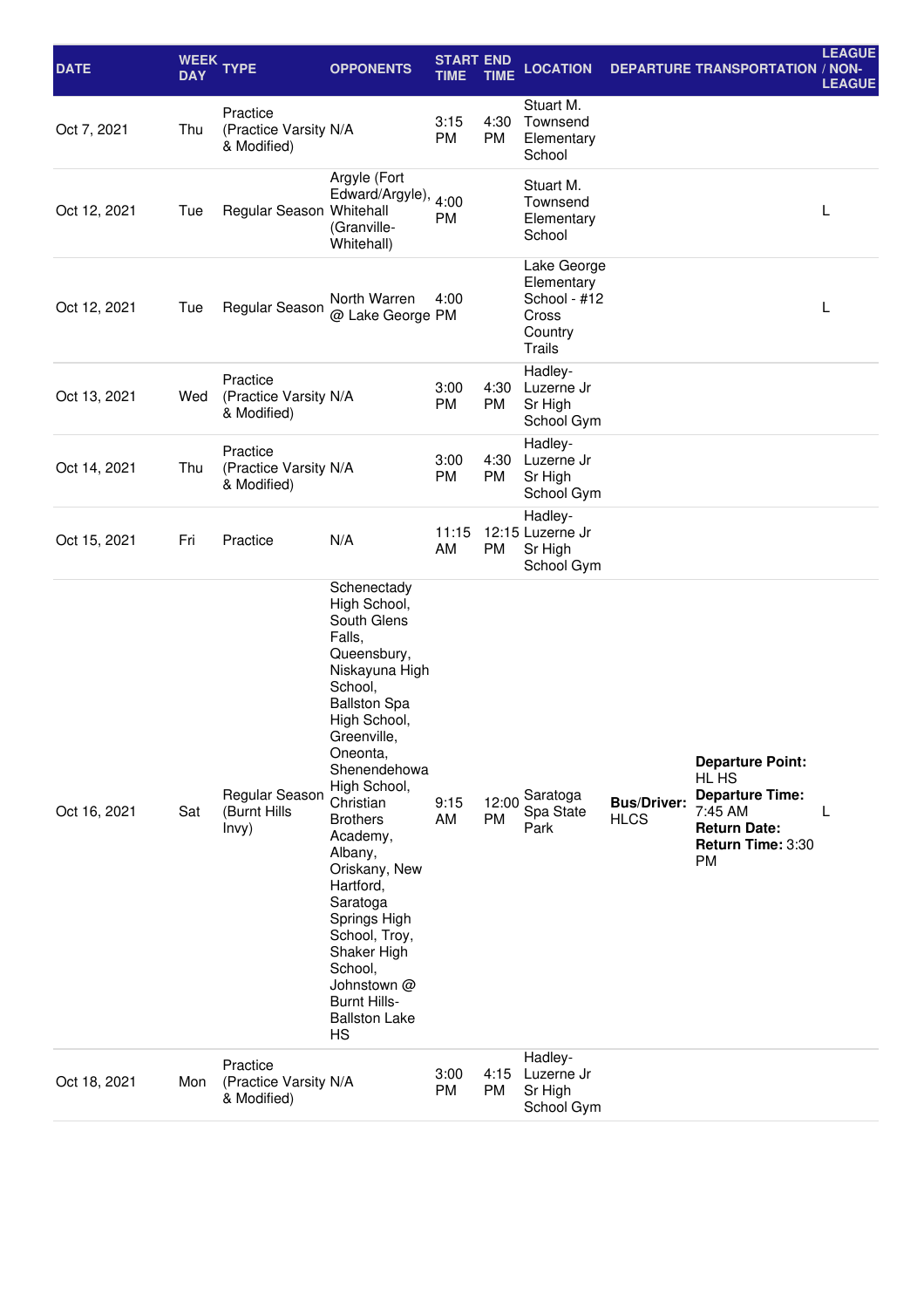| DATE | WEEK DAY | TYPE | OPPONENTS | START TIME | END TIME | LOCATION | DEPARTURE | TRANSPORTATION | LEAGUE / NON-LEAGUE |
|---|---|---|---|---|---|---|---|---|---|
| Oct 7, 2021 | Thu | Practice (Practice Varsity & Modified) | N/A | 3:15 PM | 4:30 PM | Stuart M. Townsend Elementary School | | | |
| Oct 12, 2021 | Tue | Regular Season | Argyle (Fort Edward/Argyle), Whitehall (Granville-Whitehall) | 4:00 PM | | Stuart M. Townsend Elementary School | | | L |
| Oct 12, 2021 | Tue | Regular Season | North Warren @ Lake George | 4:00 PM | | Lake George Elementary School - #12 Cross Country Trails | | | L |
| Oct 13, 2021 | Wed | Practice (Practice Varsity & Modified) | N/A | 3:00 PM | 4:30 PM | Hadley-Luzerne Jr Sr High School Gym | | | |
| Oct 14, 2021 | Thu | Practice (Practice Varsity & Modified) | N/A | 3:00 PM | 4:30 PM | Hadley-Luzerne Jr Sr High School Gym | | | |
| Oct 15, 2021 | Fri | Practice | N/A | 11:15 AM | 12:15 PM | Hadley-Luzerne Jr Sr High School Gym | | | |
| Oct 16, 2021 | Sat | Regular Season (Burnt Hills Invy) | Schenectady High School, South Glens Falls, Queensbury, Niskayuna High School, Ballston Spa High School, Greenville, Oneonta, Shenendehowa High School, Christian Brothers Academy, Albany, Oriskany, New Hartford, Saratoga Springs High School, Troy, Shaker High School, Johnstown @ Burnt Hills-Ballston Lake HS | 9:15 AM | 12:00 PM | Saratoga Spa State Park | **Bus/Driver:** HLCS | **Departure Point:** HL HS **Departure Time:** 7:45 AM **Return Date:** **Return Time:** 3:30 PM | L |
| Oct 18, 2021 | Mon | Practice (Practice Varsity & Modified) | N/A | 3:00 PM | 4:15 PM | Hadley-Luzerne Jr Sr High School Gym | | | |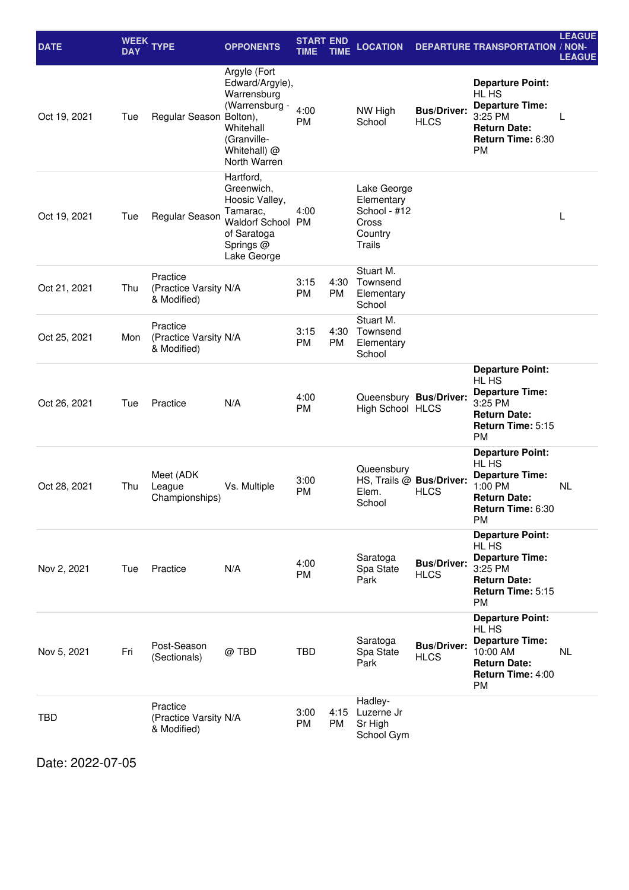| DATE | WEEK DAY | TYPE | OPPONENTS | START TIME | END TIME | LOCATION | DEPARTURE | TRANSPORTATION | LEAGUE / NON-LEAGUE |
|---|---|---|---|---|---|---|---|---|---|
| Oct 19, 2021 | Tue | Regular Season | Argyle (Fort Edward/Argyle), Warrensburg (Warrensburg - Bolton), Whitehall (Granville-Whitehall) @ North Warren | 4:00 PM | | NW High School | **Bus/Driver:** HLCS | **Departure Point:** HL HS **Departure Time:** 3:25 PM **Return Date:** **Return Time:** 6:30 PM | L |
| Oct 19, 2021 | Tue | Regular Season | Hartford, Greenwich, Hoosic Valley, Tamarac, Waldorf School of Saratoga Springs @ Lake George | 4:00 PM | | Lake George Elementary School - #12 Cross Country Trails | | | L |
| Oct 21, 2021 | Thu | Practice (Practice Varsity & Modified) | N/A | 3:15 PM | 4:30 PM | Stuart M. Townsend Elementary School | | | |
| Oct 25, 2021 | Mon | Practice (Practice Varsity & Modified) | N/A | 3:15 PM | 4:30 PM | Stuart M. Townsend Elementary School | | | |
| Oct 26, 2021 | Tue | Practice | N/A | 4:00 PM | | Queensbury High School | **Bus/Driver:** HLCS | **Departure Point:** HL HS **Departure Time:** 3:25 PM **Return Date:** **Return Time:** 5:15 PM | |
| Oct 28, 2021 | Thu | Meet (ADK League Championships) | Vs. Multiple | 3:00 PM | | Queensbury HS, Trails @ Elem. School | **Bus/Driver:** HLCS | **Departure Point:** HL HS **Departure Time:** 1:00 PM **Return Date:** **Return Time:** 6:30 PM | NL |
| Nov 2, 2021 | Tue | Practice | N/A | 4:00 PM | | Saratoga Spa State Park | **Bus/Driver:** HLCS | **Departure Point:** HL HS **Departure Time:** 3:25 PM **Return Date:** **Return Time:** 5:15 PM | |
| Nov 5, 2021 | Fri | Post-Season (Sectionals) | @ TBD | TBD | | Saratoga Spa State Park | **Bus/Driver:** HLCS | **Departure Point:** HL HS **Departure Time:** 10:00 AM **Return Date:** **Return Time:** 4:00 PM | NL |
| TBD | | Practice (Practice Varsity & Modified) | N/A | 3:00 PM | 4:15 PM | Hadley-Luzerne Jr Sr High School Gym | | | |

Date: 2022-07-05